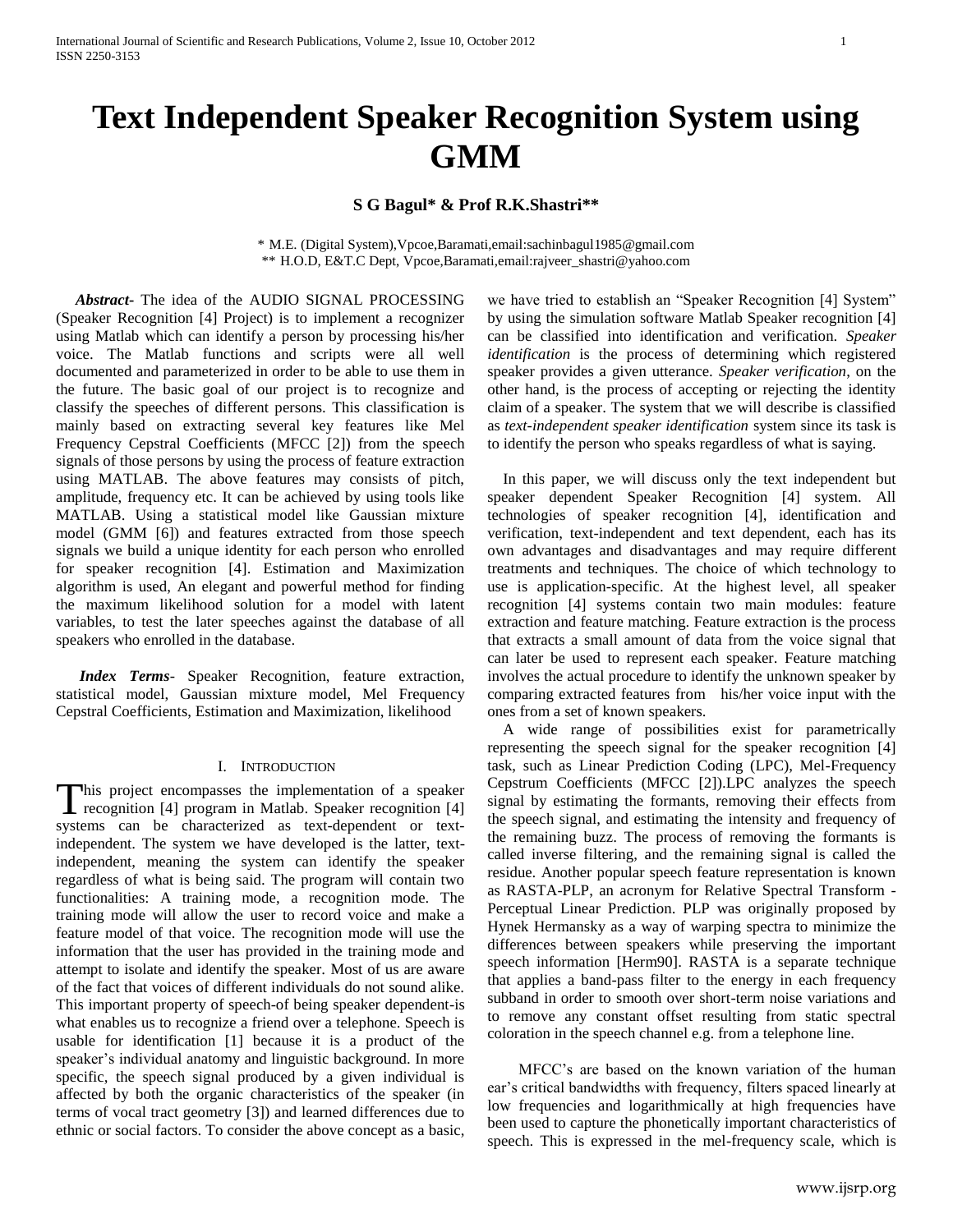# Text Independent Speaker Recognition System using GMM

**S G Bagul\* & Prof R.K.Shastri\*\***

\* M.E. (Digital System),Vpcoe,Baramati,email:sachinbagul1985@gmail.com
\*\* H.O.D, E&T.C Dept, Vpcoe,Baramati,email:rajveer_shastri@yahoo.com

***Abstract-*** The idea of the AUDIO SIGNAL PROCESSING (Speaker Recognition [4] Project) is to implement a recognizer using Matlab which can identify a person by processing his/her voice. The Matlab functions and scripts were all well documented and parameterized in order to be able to use them in the future. The basic goal of our project is to recognize and classify the speeches of different persons. This classification is mainly based on extracting several key features like Mel Frequency Cepstral Coefficients (MFCC [2]) from the speech signals of those persons by using the process of feature extraction using MATLAB. The above features may consists of pitch, amplitude, frequency etc. It can be achieved by using tools like MATLAB. Using a statistical model like Gaussian mixture model (GMM [6]) and features extracted from those speech signals we build a unique identity for each person who enrolled for speaker recognition [4]. Estimation and Maximization algorithm is used, An elegant and powerful method for finding the maximum likelihood solution for a model with latent variables, to test the later speeches against the database of all speakers who enrolled in the database.

***Index Terms*-** Speaker Recognition, feature extraction, statistical model, Gaussian mixture model, Mel Frequency Cepstral Coefficients, Estimation and Maximization, likelihood

## I. Introduction

This project encompasses the implementation of a speaker recognition [4] program in Matlab. Speaker recognition [4] systems can be characterized as text-dependent or text-independent. The system we have developed is the latter, text-independent, meaning the system can identify the speaker regardless of what is being said. The program will contain two functionalities: A training mode, a recognition mode. The training mode will allow the user to record voice and make a feature model of that voice. The recognition mode will use the information that the user has provided in the training mode and attempt to isolate and identify the speaker. Most of us are aware of the fact that voices of different individuals do not sound alike. This important property of speech-of being speaker dependent-is what enables us to recognize a friend over a telephone. Speech is usable for identification [1] because it is a product of the speaker's individual anatomy and linguistic background. In more specific, the speech signal produced by a given individual is affected by both the organic characteristics of the speaker (in terms of vocal tract geometry [3]) and learned differences due to ethnic or social factors. To consider the above concept as a basic, we have tried to establish an "Speaker Recognition [4] System" by using the simulation software Matlab Speaker recognition [4] can be classified into identification and verification. *Speaker identification* is the process of determining which registered speaker provides a given utterance. *Speaker verification*, on the other hand, is the process of accepting or rejecting the identity claim of a speaker. The system that we will describe is classified as *text-independent speaker identification* system since its task is to identify the person who speaks regardless of what is saying.

In this paper, we will discuss only the text independent but speaker dependent Speaker Recognition [4] system. All technologies of speaker recognition [4], identification and verification, text-independent and text dependent, each has its own advantages and disadvantages and may require different treatments and techniques. The choice of which technology to use is application-specific. At the highest level, all speaker recognition [4] systems contain two main modules: feature extraction and feature matching. Feature extraction is the process that extracts a small amount of data from the voice signal that can later be used to represent each speaker. Feature matching involves the actual procedure to identify the unknown speaker by comparing extracted features from his/her voice input with the ones from a set of known speakers.

A wide range of possibilities exist for parametrically representing the speech signal for the speaker recognition [4] task, such as Linear Prediction Coding (LPC), Mel-Frequency Cepstrum Coefficients (MFCC [2]).LPC analyzes the speech signal by estimating the formants, removing their effects from the speech signal, and estimating the intensity and frequency of the remaining buzz. The process of removing the formants is called inverse filtering, and the remaining signal is called the residue. Another popular speech feature representation is known as RASTA-PLP, an acronym for Relative Spectral Transform - Perceptual Linear Prediction. PLP was originally proposed by Hynek Hermansky as a way of warping spectra to minimize the differences between speakers while preserving the important speech information [Herm90]. RASTA is a separate technique that applies a band-pass filter to the energy in each frequency subband in order to smooth over short-term noise variations and to remove any constant offset resulting from static spectral coloration in the speech channel e.g. from a telephone line.

MFCC's are based on the known variation of the human ear's critical bandwidths with frequency, filters spaced linearly at low frequencies and logarithmically at high frequencies have been used to capture the phonetically important characteristics of speech. This is expressed in the mel-frequency scale, which is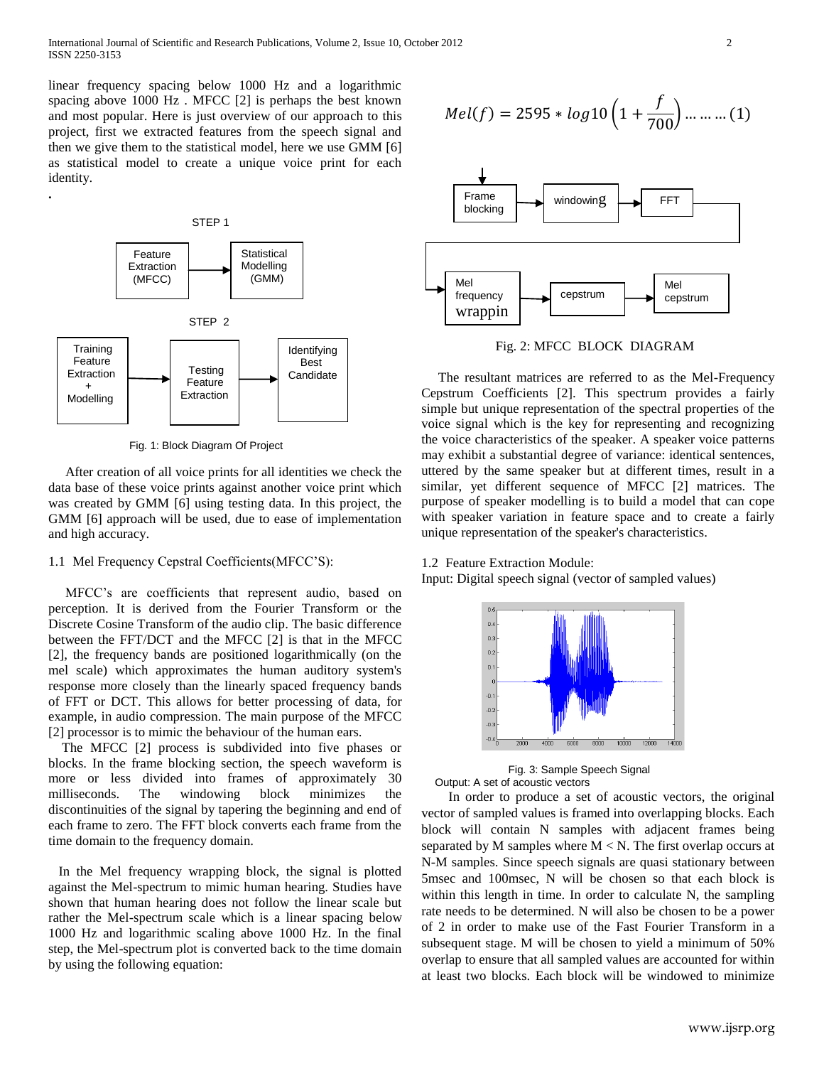linear frequency spacing below 1000 Hz and a logarithmic spacing above 1000 Hz . MFCC [2] is perhaps the best known and most popular. Here is just overview of our approach to this project, first we extracted features from the speech signal and then we give them to the statistical model, here we use GMM [6] as statistical model to create a unique voice print for each identity.

.

STEP 1

Feature Extraction (MFCC) → Statistical Modelling (GMM)

STEP 2

Training Feature Extraction + Modelling → Testing Feature Extraction → Identifying Best Candidate

Fig. 1: Block Diagram Of Project

After creation of all voice prints for all identities we check the data base of these voice prints against another voice print which was created by GMM [6] using testing data. In this project, the GMM [6] approach will be used, due to ease of implementation and high accuracy.

### 1.1 Mel Frequency Cepstral Coefficients(MFCC'S):

MFCC's are coefficients that represent audio, based on perception. It is derived from the Fourier Transform or the Discrete Cosine Transform of the audio clip. The basic difference between the FFT/DCT and the MFCC [2] is that in the MFCC [2], the frequency bands are positioned logarithmically (on the mel scale) which approximates the human auditory system's response more closely than the linearly spaced frequency bands of FFT or DCT. This allows for better processing of data, for example, in audio compression. The main purpose of the MFCC [2] processor is to mimic the behaviour of the human ears.

The MFCC [2] process is subdivided into five phases or blocks. In the frame blocking section, the speech waveform is more or less divided into frames of approximately 30 milliseconds. The windowing block minimizes the discontinuities of the signal by tapering the beginning and end of each frame to zero. The FFT block converts each frame from the time domain to the frequency domain.

In the Mel frequency wrapping block, the signal is plotted against the Mel-spectrum to mimic human hearing. Studies have shown that human hearing does not follow the linear scale but rather the Mel-spectrum scale which is a linear spacing below 1000 Hz and logarithmic scaling above 1000 Hz. In the final step, the Mel-spectrum plot is converted back to the time domain by using the following equation:

$$Mel(f) = 2595 * log10\left(1 + \frac{f}{700}\right) \ldots\ldots\ldots (1)$$

Frame blocking → windowing → FFT → Mel frequency wrappin → cepstrum → Mel cepstrum

Fig. 2: MFCC BLOCK DIAGRAM

The resultant matrices are referred to as the Mel-Frequency Cepstrum Coefficients [2]. This spectrum provides a fairly simple but unique representation of the spectral properties of the voice signal which is the key for representing and recognizing the voice characteristics of the speaker. A speaker voice patterns may exhibit a substantial degree of variance: identical sentences, uttered by the same speaker but at different times, result in a similar, yet different sequence of MFCC [2] matrices. The purpose of speaker modelling is to build a model that can cope with speaker variation in feature space and to create a fairly unique representation of the speaker's characteristics.

### 1.2 Feature Extraction Module:

Input: Digital speech signal (vector of sampled values)

Fig. 3: Sample Speech Signal

Output: A set of acoustic vectors

In order to produce a set of acoustic vectors, the original vector of sampled values is framed into overlapping blocks. Each block will contain N samples with adjacent frames being separated by M samples where M < N. The first overlap occurs at N-M samples. Since speech signals are quasi stationary between 5msec and 100msec, N will be chosen so that each block is within this length in time. In order to calculate N, the sampling rate needs to be determined. N will also be chosen to be a power of 2 in order to make use of the Fast Fourier Transform in a subsequent stage. M will be chosen to yield a minimum of 50% overlap to ensure that all sampled values are accounted for within at least two blocks. Each block will be windowed to minimize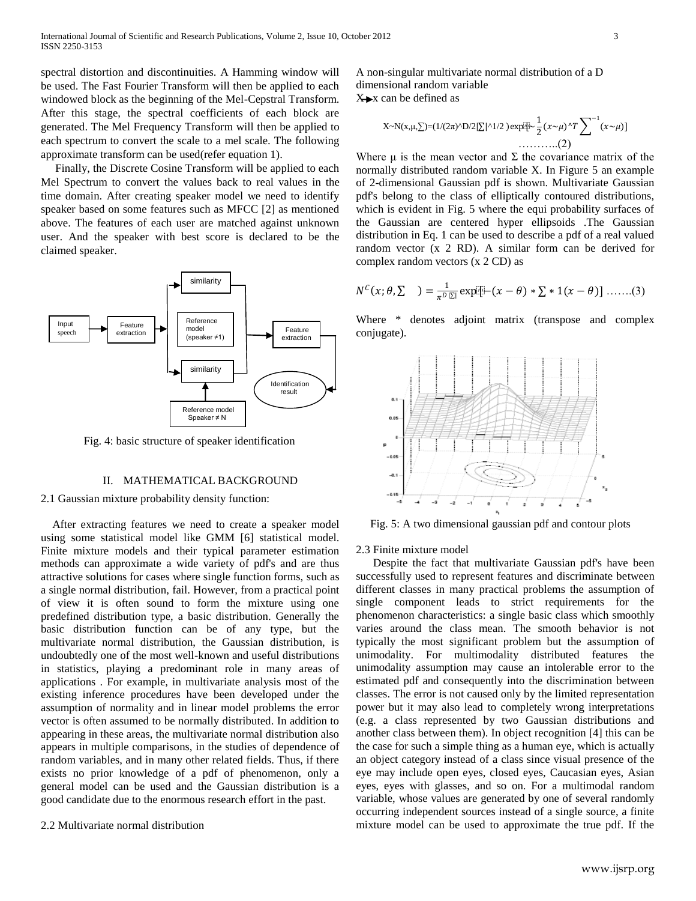spectral distortion and discontinuities. A Hamming window will be used. The Fast Fourier Transform will then be applied to each windowed block as the beginning of the Mel-Cepstral Transform. After this stage, the spectral coefficients of each block are generated. The Mel Frequency Transform will then be applied to each spectrum to convert the scale to a mel scale. The following approximate transform can be used(refer equation 1).

Finally, the Discrete Cosine Transform will be applied to each Mel Spectrum to convert the values back to real values in the time domain. After creating speaker model we need to identify speaker based on some features such as MFCC [2] as mentioned above. The features of each user are matched against unknown user. And the speaker with best score is declared to be the claimed speaker.

Fig. 4: basic structure of speaker identification

## II. MATHEMATICAL BACKGROUND

### 2.1 Gaussian mixture probability density function:

After extracting features we need to create a speaker model using some statistical model like GMM [6] statistical model. Finite mixture models and their typical parameter estimation methods can approximate a wide variety of pdf's and are thus attractive solutions for cases where single function forms, such as a single normal distribution, fail. However, from a practical point of view it is often sound to form the mixture using one predefined distribution type, a basic distribution. Generally the basic distribution function can be of any type, but the multivariate normal distribution, the Gaussian distribution, is undoubtedly one of the most well-known and useful distributions in statistics, playing a predominant role in many areas of applications . For example, in multivariate analysis most of the existing inference procedures have been developed under the assumption of normality and in linear model problems the error vector is often assumed to be normally distributed. In addition to appearing in these areas, the multivariate normal distribution also appears in multiple comparisons, in the studies of dependence of random variables, and in many other related fields. Thus, if there exists no prior knowledge of a pdf of phenomenon, only a general model can be used and the Gaussian distribution is a good candidate due to the enormous research effort in the past.

### 2.2 Multivariate normal distribution

A non-singular multivariate normal distribution of a D dimensional random variable $X \rightarrow x$ can be defined as

$$X \sim N(x,\mu,\Sigma)=(1/(2\pi)^{D/2}|\Sigma|^{1/2})\exp[-\frac{1}{2}(x-\mu)^{T}\Sigma^{-1}(x-\mu)] \quad \text{………..(2)}$$

Where $\mu$ is the mean vector and $\Sigma$ the covariance matrix of the normally distributed random variable X. In Figure 5 an example of 2-dimensional Gaussian pdf is shown. Multivariate Gaussian pdf's belong to the class of elliptically contoured distributions, which is evident in Fig. 5 where the equi probability surfaces of the Gaussian are centered hyper ellipsoids .The Gaussian distribution in Eq. 1 can be used to describe a pdf of a real valued random vector (x 2 RD). A similar form can be derived for complex random vectors (x 2 CD) as

$$N^{C}(x;\theta,\Sigma) = \frac{1}{\pi^{D}|\Sigma|}\exp[-(x-\theta)*\Sigma*1(x-\theta)] \quad \text{…….(3)}$$

Where * denotes adjoint matrix (transpose and complex conjugate).

Fig. 5: A two dimensional gaussian pdf and contour plots

### 2.3 Finite mixture model

Despite the fact that multivariate Gaussian pdf's have been successfully used to represent features and discriminate between different classes in many practical problems the assumption of single component leads to strict requirements for the phenomenon characteristics: a single basic class which smoothly varies around the class mean. The smooth behavior is not typically the most significant problem but the assumption of unimodality. For multimodality distributed features the unimodality assumption may cause an intolerable error to the estimated pdf and consequently into the discrimination between classes. The error is not caused only by the limited representation power but it may also lead to completely wrong interpretations (e.g. a class represented by two Gaussian distributions and another class between them). In object recognition [4] this can be the case for such a simple thing as a human eye, which is actually an object category instead of a class since visual presence of the eye may include open eyes, closed eyes, Caucasian eyes, Asian eyes, eyes with glasses, and so on. For a multimodal random variable, whose values are generated by one of several randomly occurring independent sources instead of a single source, a finite mixture model can be used to approximate the true pdf. If the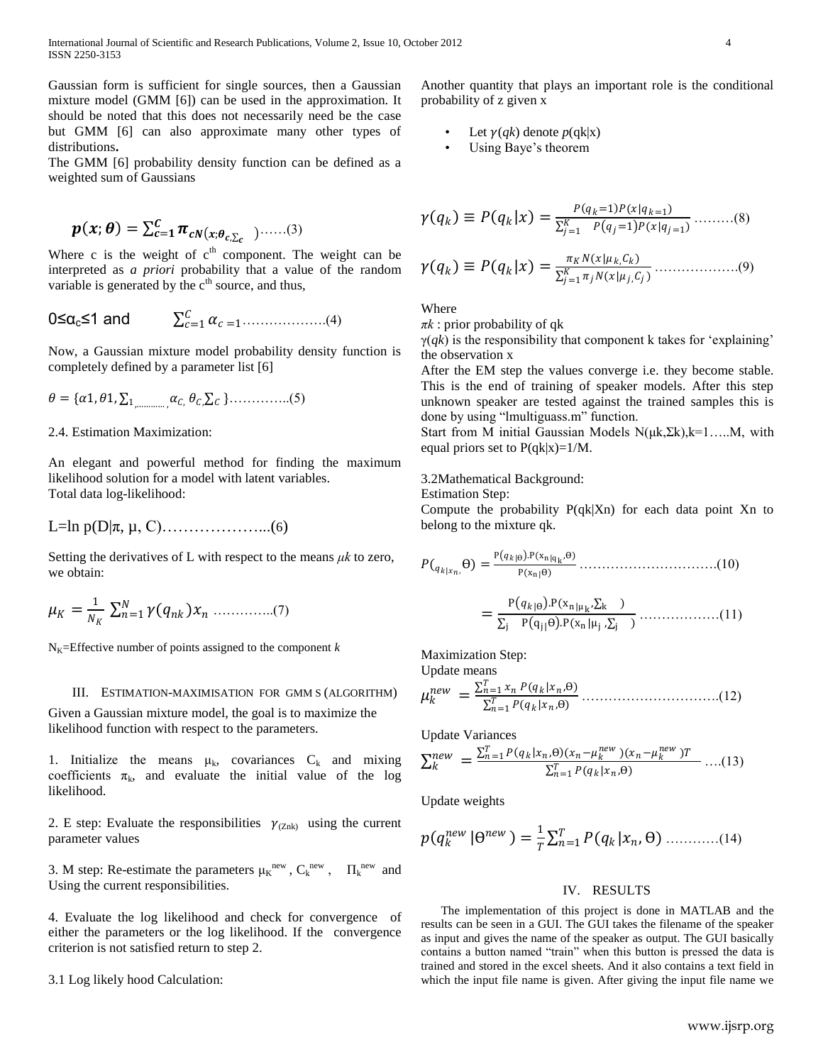Gaussian form is sufficient for single sources, then a Gaussian mixture model (GMM [6]) can be used in the approximation. It should be noted that this does not necessarily need be the case but GMM [6] can also approximate many other types of distributions**.**

The GMM [6] probability density function can be defined as a weighted sum of Gaussians

$$\boldsymbol{p(x;\theta) = \sum_{c=1}^{C} \pi_{cN(x;\theta_{c,}\Sigma_c}} )……(3)$$

Where c is the weight of $c^{th}$ component. The weight can be interpreted as *a priori* probability that a value of the random variable is generated by the $c^{th}$ source, and thus,

$$0 \leq \alpha_c \leq 1 \text{ and } \quad \sum_{c=1}^{C} \alpha_c = 1 ……………….(4)$$

Now, a Gaussian mixture model probability density function is completely defined by a parameter list [6]

$$\theta = \{\alpha 1, \theta 1, \Sigma_{1,..........,} \alpha_{C,}\ \theta_{C,} \Sigma_C\} …………..(5)$$

2.4. Estimation Maximization:

An elegant and powerful method for finding the maximum likelihood solution for a model with latent variables.
Total data log-likelihood:

$$L = \ln p(D|\pi, \mu, C) ………………...(6)$$

Setting the derivatives of L with respect to the means $\mu k$ to zero, we obtain:

$$\mu_K = \frac{1}{N_K} \sum_{n=1}^{N} \gamma(q_{nk}) x_n …………..(7)$$

$N_K$=Effective number of points assigned to the component *k*

## III. ESTIMATION-MAXIMISATION FOR GMM S (ALGORITHM)

Given a Gaussian mixture model, the goal is to maximize the likelihood function with respect to the parameters.

1. Initialize the means $\mu_k$, covariances $C_k$ and mixing coefficients $\pi_k$, and evaluate the initial value of the log likelihood.

2. E step: Evaluate the responsibilities $\gamma_{(Znk)}$ using the current parameter values

3. M step: Re-estimate the parameters $\mu_K^{new}$, $C_k^{new}$, $\Pi_k^{new}$ and Using the current responsibilities.

4. Evaluate the log likelihood and check for convergence of either the parameters or the log likelihood. If the convergence criterion is not satisfied return to step 2.

3.1 Log likely hood Calculation:

Another quantity that plays an important role is the conditional probability of z given x

- Let $\gamma(qk)$ denote $p(qk|x)$
- Using Baye's theorem

$$\gamma(q_k) \equiv P(q_k|x) = \frac{P(q_k=1)P(x|q_{k=1})}{\sum_{j=1}^{K} P(q_j=1)P(x|q_{j=1})} ………(8)$$

$$\gamma(q_k) \equiv P(q_k|x) = \frac{\pi_K N(x|\mu_{k,} C_k)}{\sum_{j=1}^{K} \pi_j N(x|\mu_{j,} C_j)} ……………….(9)$$

Where

$\pi k$ : prior probability of qk

$\gamma(qk)$ is the responsibility that component k takes for 'explaining' the observation x

After the EM step the values converge i.e. they become stable. This is the end of training of speaker models. After this step unknown speaker are tested against the trained samples this is done by using "lmultiguass.m" function.

Start from M initial Gaussian Models $N(\mu k, \Sigma k)$, k=1…..M, with equal priors set to $P(qk|x)=1/M$.

3.2Mathematical Background:

Estimation Step:

Compute the probability $P(qk|Xn)$ for each data point Xn to belong to the mixture qk.

$$P(_{q_{k|x_n,}} \Theta) = \frac{P(q_{k|\Theta}).P(x_{n|q_k}, \Theta)}{P(x_n|\Theta)} ………………………….(10)$$

$$= \frac{P(q_{k|\Theta}).P(x_{n|\mu_k}, \Sigma_k)}{\sum_j P(q_{j|}\Theta).P(x_n|\mu_j, \Sigma_j)} ………………(11)$$

Maximization Step:

Update means

$$\mu_k^{new} = \frac{\sum_{n=1}^{T} x_n P(q_k|x_n, \Theta)}{\sum_{n=1}^{T} P(q_k|x_n, \Theta)} ………………………….(12)$$

Update Variances

$$\Sigma_k^{new} = \frac{\sum_{n=1}^{T} P(q_k|x_n, \Theta)(x_n - \mu_k^{new})(x_n - \mu_k^{new})T}{\sum_{n=1}^{T} P(q_k|x_n, \Theta)} ….(13)$$

Update weights

$$p(q_k^{new}|\Theta^{new}) = \frac{1}{T} \sum_{n=1}^{T} P(q_k|x_n, \Theta) …………(14)$$

## IV. RESULTS

The implementation of this project is done in MATLAB and the results can be seen in a GUI. The GUI takes the filename of the speaker as input and gives the name of the speaker as output. The GUI basically contains a button named "train" when this button is pressed the data is trained and stored in the excel sheets. And it also contains a text field in which the input file name is given. After giving the input file name we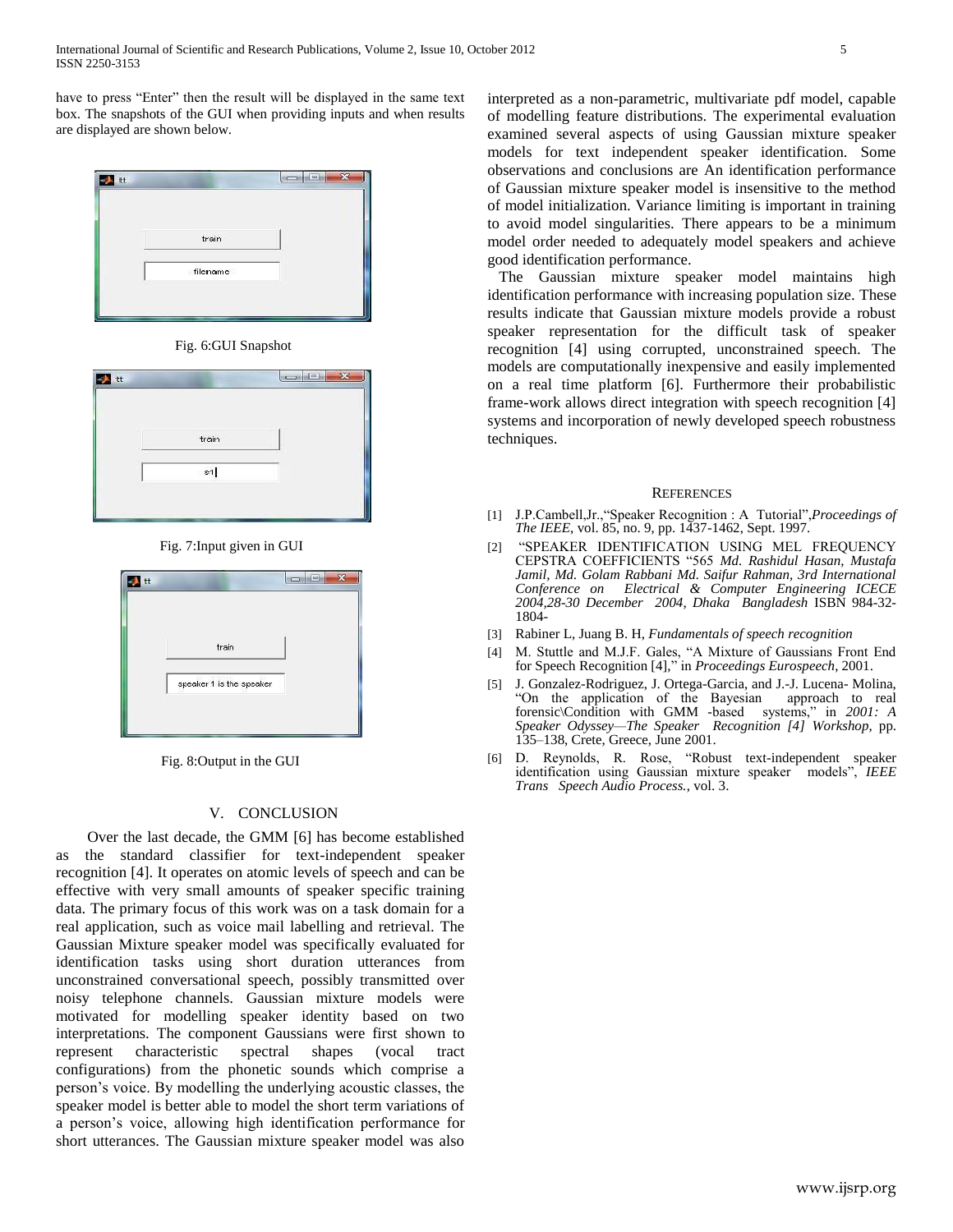have to press "Enter" then the result will be displayed in the same text box. The snapshots of the GUI when providing inputs and when results are displayed are shown below.

tt

train

filename

Fig. 6:GUI Snapshot

tt

train

s1

Fig. 7:Input given in GUI

tt

train

speaker 1 is the speaker

Fig. 8:Output in the GUI

## V. CONCLUSION

Over the last decade, the GMM [6] has become established as the standard classifier for text-independent speaker recognition [4]. It operates on atomic levels of speech and can be effective with very small amounts of speaker specific training data. The primary focus of this work was on a task domain for a real application, such as voice mail labelling and retrieval. The Gaussian Mixture speaker model was specifically evaluated for identification tasks using short duration utterances from unconstrained conversational speech, possibly transmitted over noisy telephone channels. Gaussian mixture models were motivated for modelling speaker identity based on two interpretations. The component Gaussians were first shown to represent characteristic spectral shapes (vocal tract configurations) from the phonetic sounds which comprise a person's voice. By modelling the underlying acoustic classes, the speaker model is better able to model the short term variations of a person's voice, allowing high identification performance for short utterances. The Gaussian mixture speaker model was also interpreted as a non-parametric, multivariate pdf model, capable of modelling feature distributions. The experimental evaluation examined several aspects of using Gaussian mixture speaker models for text independent speaker identification. Some observations and conclusions are An identification performance of Gaussian mixture speaker model is insensitive to the method of model initialization. Variance limiting is important in training to avoid model singularities. There appears to be a minimum model order needed to adequately model speakers and achieve good identification performance.

The Gaussian mixture speaker model maintains high identification performance with increasing population size. These results indicate that Gaussian mixture models provide a robust speaker representation for the difficult task of speaker recognition [4] using corrupted, unconstrained speech. The models are computationally inexpensive and easily implemented on a real time platform [6]. Furthermore their probabilistic frame-work allows direct integration with speech recognition [4] systems and incorporation of newly developed speech robustness techniques.

## REFERENCES

[1] J.P.Cambell,Jr.,"Speaker Recognition : A Tutorial",*Proceedings of The IEEE*, vol. 85, no. 9, pp. 1437-1462, Sept. 1997.

[2] "SPEAKER IDENTIFICATION USING MEL FREQUENCY CEPSTRA COEFFICIENTS "565 *Md. Rashidul Hasan, Mustafa Jamil, Md. Golam Rabbani Md. Saifur Rahman, 3rd International Conference on Electrical & Computer Engineering ICECE 2004,28-30 December 2004, Dhaka Bangladesh* ISBN 984-32-1804-

[3] Rabiner L, Juang B. H, *Fundamentals of speech recognition*

[4] M. Stuttle and M.J.F. Gales, "A Mixture of Gaussians Front End for Speech Recognition [4]," in *Proceedings Eurospeech*, 2001.

[5] J. Gonzalez-Rodriguez, J. Ortega-Garcia, and J.-J. Lucena- Molina, "On the application of the Bayesian approach to real forensic\Condition with GMM -based systems," in *2001: A Speaker Odyssey—The Speaker Recognition [4] Workshop*, pp. 135–138, Crete, Greece, June 2001.

[6] D. Reynolds, R. Rose, "Robust text-independent speaker identification using Gaussian mixture speaker models", *IEEE Trans Speech Audio Process.*, vol. 3.